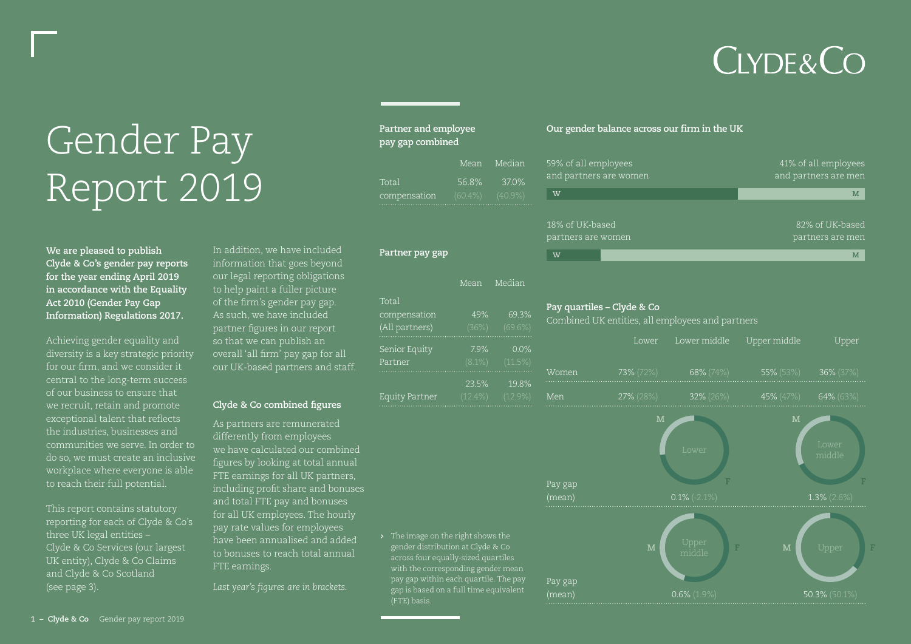# Gender Pay Report 2019

**We are pleased to publish Clyde & Co's gender pay reports for the year ending April 2019 in accordance with the Equality Act 2010 (Gender Pay Gap Information) Regulations 2017.**

Achieving gender equality and diversity is a key strategic priority for our firm, and we consider it central to the long-term success of our business to ensure that we recruit, retain and promote exceptional talent that reflects the industries, businesses and communities we serve. In order to do so, we must create an inclusive workplace where everyone is able to reach their full potential.

This report contains statutory reporting for each of Clyde & Co's three UK legal entities – Clyde & Co Services (our largest UK entity), Clyde & Co Claims and Clyde & Co Scotland (see page 3).

In addition, we have included information that goes beyond our legal reporting obligations to help paint a fuller picture of the firm's gender pay gap. As such, we have included partner figures in our report so that we can publish an overall 'all firm' pay gap for all our UK-based partners and staff.

### Clyde & Co combined figures

As partners are remunerated differently from employees we have calculated our combined figures by looking at total annual FTE earnings for all UK partners, including profit share and bonuses and total FTE pay and bonuses for all UK employees. The hourly pay rate values for employees have been annualised and added to bonuses to reach total annual FTE earnings.

*Last year's figures are in brackets.*

### Partner and employee pay gap combined

| | Mean | Median |
|---|---|---|
| Total compensation | 56.8% (60.4%) | 37.0% (40.9%) |

### Partner pay gap

| | Mean | Median |
|---|---|---|
| Total compensation (All partners) | 49% (36%) | 69.3% (69.6%) |
| Senior Equity Partner | 7.9% (8.1%) | 0.0% (11.5%) |
| Equity Partner | 23.5% (12.4%) | 19.8% (12.9%) |

› The image on the right shows the gender distribution at Clyde & Co across four equally-sized quartiles with the corresponding gender mean pay gap within each quartile. The pay gap is based on a full time equivalent (FTE) basis.

### Our gender balance across our firm in the UK

59% of all employees and partners are women — 41% of all employees and partners are men

18% of UK-based partners are women — 82% of UK-based partners are men

### Pay quartiles – Clyde & Co

Combined UK entities, all employees and partners

| | Lower | Lower middle | Upper middle | Upper |
|---|---|---|---|---|
| Women | 73% (72%) | 68% (74%) | 55% (53%) | 36% (37%) |
| Men | 27% (28%) | 32% (26%) | 45% (47%) | 64% (63%) |
| Pay gap (mean) | 0.1% (-2.1%) | 1.3% (2.6%) | 0.6% (1.9%) | 50.3% (50.1%) |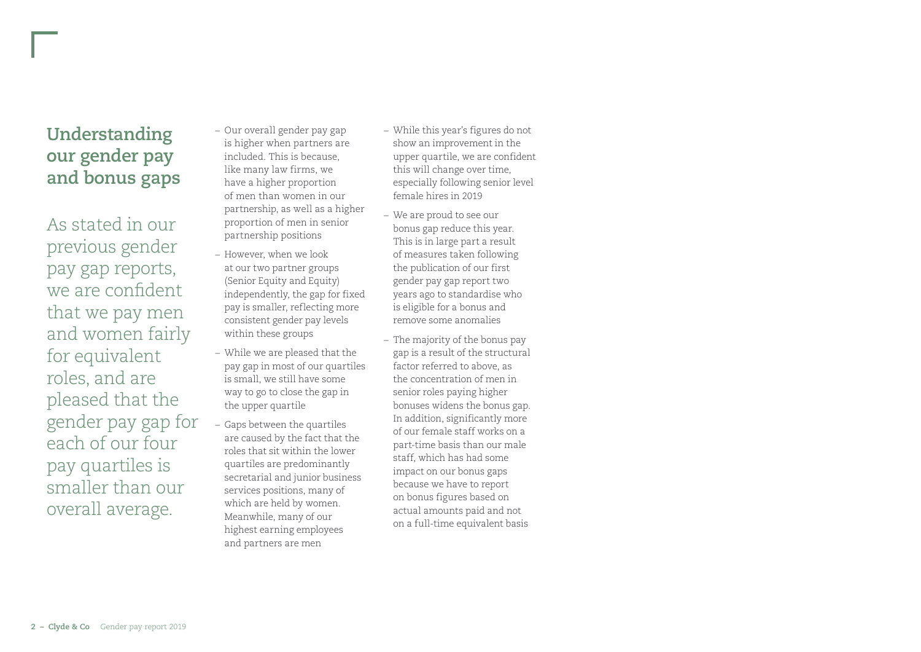## Understanding our gender pay and bonus gaps

As stated in our previous gender pay gap reports, we are confident that we pay men and women fairly for equivalent roles, and are pleased that the gender pay gap for each of our four pay quartiles is smaller than our overall average.

- Our overall gender pay gap is higher when partners are included. This is because, like many law firms, we have a higher proportion of men than women in our partnership, as well as a higher proportion of men in senior partnership positions
- However, when we look at our two partner groups (Senior Equity and Equity) independently, the gap for fixed pay is smaller, reflecting more consistent gender pay levels within these groups
- While we are pleased that the pay gap in most of our quartiles is small, we still have some way to go to close the gap in the upper quartile
- Gaps between the quartiles are caused by the fact that the roles that sit within the lower quartiles are predominantly secretarial and junior business services positions, many of which are held by women. Meanwhile, many of our highest earning employees and partners are men
- While this year's figures do not show an improvement in the upper quartile, we are confident this will change over time, especially following senior level female hires in 2019
- We are proud to see our bonus gap reduce this year. This is in large part a result of measures taken following the publication of our first gender pay gap report two years ago to standardise who is eligible for a bonus and remove some anomalies
- The majority of the bonus pay gap is a result of the structural factor referred to above, as the concentration of men in senior roles paying higher bonuses widens the bonus gap. In addition, significantly more of our female staff works on a part-time basis than our male staff, which has had some impact on our bonus gaps because we have to report on bonus figures based on actual amounts paid and not on a full-time equivalent basis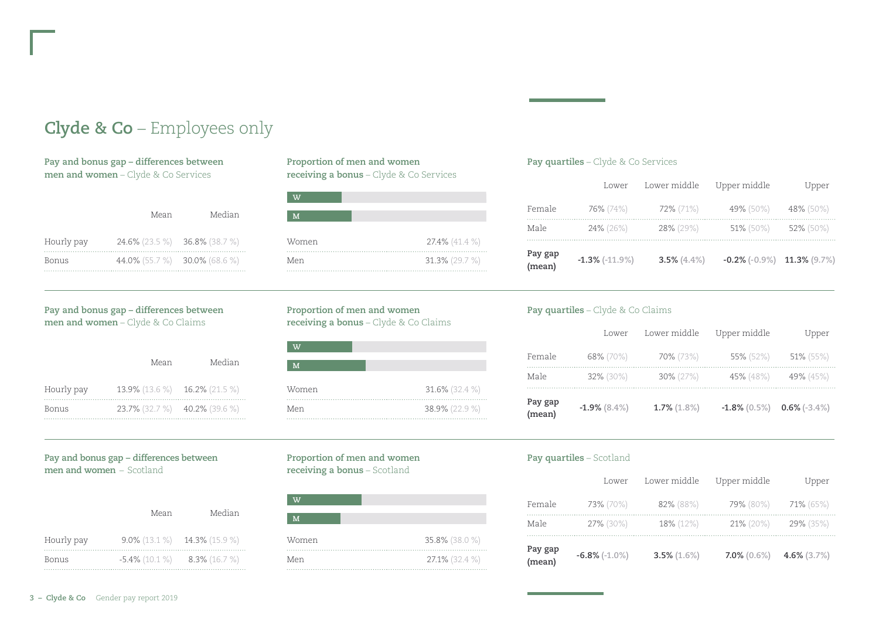# **Clyde & Co** – Employees only

### **Pay and bonus gap – differences between men and women** – Clyde & Co Services

| | Mean | Median |
|---|---|---|
| Hourly pay | 24.6% (23.5 %) | 36.8% (38.7 %) |
| Bonus | 44.0% (55.7 %) | 30.0% (68.6 %) |

### **Proportion of men and women receiving a bonus** – Clyde & Co Services

| | |
|---|---|
| Women | 27.4% (41.4 %) |
| Men | 31.3% (29.7 %) |

### **Pay quartiles** – Clyde & Co Services

| | Lower | Lower middle | Upper middle | Upper |
|---|---|---|---|---|
| Female | 76% (74%) | 72% (71%) | 49% (50%) | 48% (50%) |
| Male | 24% (26%) | 28% (29%) | 51% (50%) | 52% (50%) |
| **Pay gap (mean)** | **-1.3%** (-11.9%) | **3.5%** (4.4%) | **-0.2%** (-0.9%) | **11.3%** (9.7%) |

### **Pay and bonus gap – differences between men and women** – Clyde & Co Claims

| | Mean | Median |
|---|---|---|
| Hourly pay | 13.9% (13.6 %) | 16.2% (21.5 %) |
| Bonus | 23.7% (32.7 %) | 40.2% (39.6 %) |

### **Proportion of men and women receiving a bonus** – Clyde & Co Claims

| | |
|---|---|
| Women | 31.6% (32.4 %) |
| Men | 38.9% (22.9 %) |

### **Pay quartiles** – Clyde & Co Claims

| | Lower | Lower middle | Upper middle | Upper |
|---|---|---|---|---|
| Female | 68% (70%) | 70% (73%) | 55% (52%) | 51% (55%) |
| Male | 32% (30%) | 30% (27%) | 45% (48%) | 49% (45%) |
| **Pay gap (mean)** | **-1.9%** (8.4%) | **1.7%** (1.8%) | **-1.8%** (0.5%) | **0.6%** (-3.4%) |

### **Pay and bonus gap – differences between men and women** – Scotland

| | Mean | Median |
|---|---|---|
| Hourly pay | 9.0% (13.1 %) | 14.3% (15.9 %) |
| Bonus | -5.4% (10.1 %) | 8.3% (16.7 %) |

### **Proportion of men and women receiving a bonus** – Scotland

| | |
|---|---|
| Women | 35.8% (38.0 %) |
| Men | 27.1% (32.4 %) |

### **Pay quartiles** – Scotland

| | Lower | Lower middle | Upper middle | Upper |
|---|---|---|---|---|
| Female | 73% (70%) | 82% (88%) | 79% (80%) | 71% (65%) |
| Male | 27% (30%) | 18% (12%) | 21% (20%) | 29% (35%) |
| **Pay gap (mean)** | **-6.8%** (-1.0%) | **3.5%** (1.6%) | **7.0%** (0.6%) | **4.6%** (3.7%) |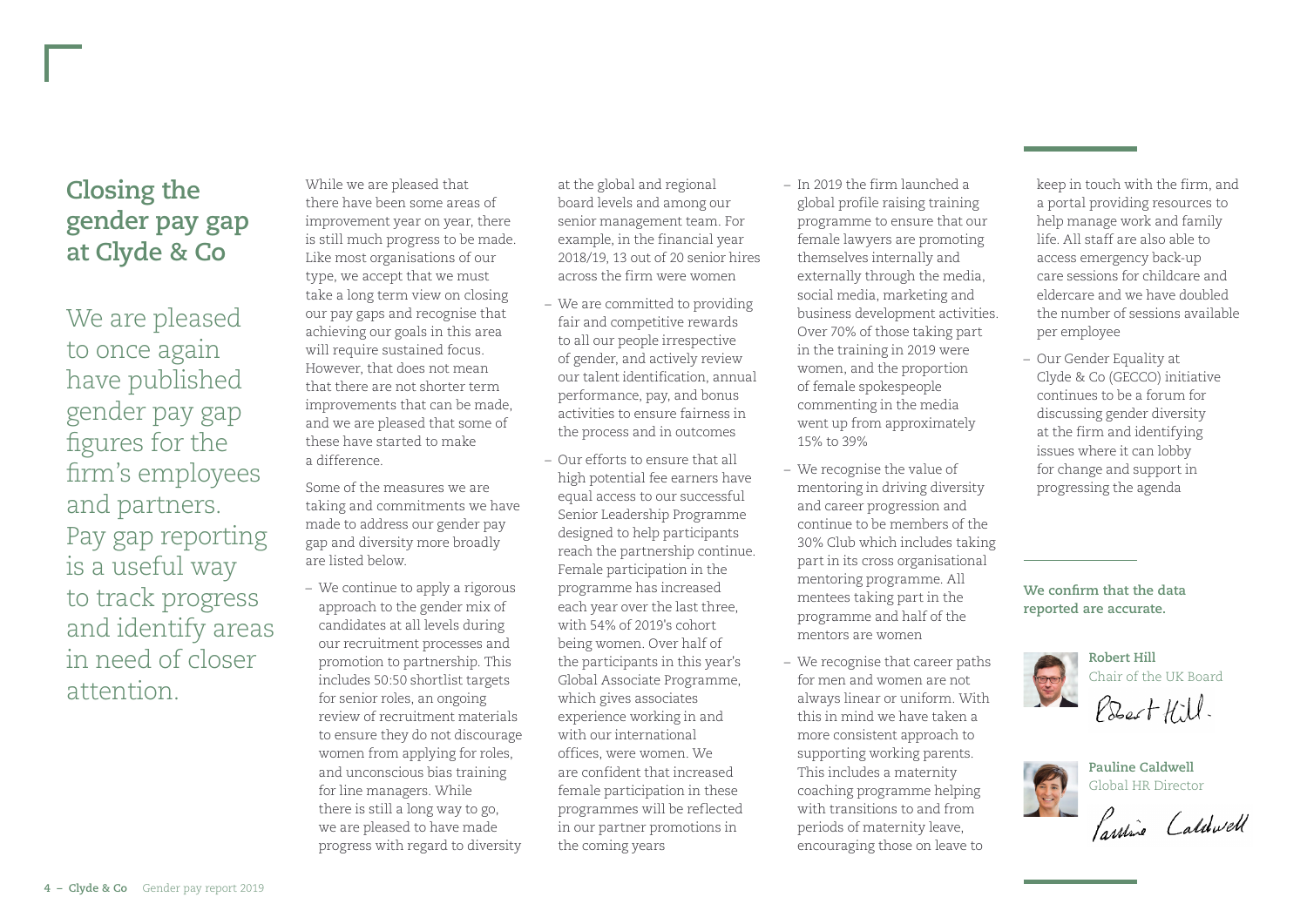## Closing the gender pay gap at Clyde & Co

We are pleased to once again have published gender pay gap figures for the firm's employees and partners. Pay gap reporting is a useful way to track progress and identify areas in need of closer attention.

While we are pleased that there have been some areas of improvement year on year, there is still much progress to be made. Like most organisations of our type, we accept that we must take a long term view on closing our pay gaps and recognise that achieving our goals in this area will require sustained focus. However, that does not mean that there are not shorter term improvements that can be made, and we are pleased that some of these have started to make a difference.

Some of the measures we are taking and commitments we have made to address our gender pay gap and diversity more broadly are listed below.

- We continue to apply a rigorous approach to the gender mix of candidates at all levels during our recruitment processes and promotion to partnership. This includes 50:50 shortlist targets for senior roles, an ongoing review of recruitment materials to ensure they do not discourage women from applying for roles, and unconscious bias training for line managers. While there is still a long way to go, we are pleased to have made progress with regard to diversity at the global and regional board levels and among our senior management team. For example, in the financial year 2018/19, 13 out of 20 senior hires across the firm were women
- We are committed to providing fair and competitive rewards to all our people irrespective of gender, and actively review our talent identification, annual performance, pay, and bonus activities to ensure fairness in the process and in outcomes
- Our efforts to ensure that all high potential fee earners have equal access to our successful Senior Leadership Programme designed to help participants reach the partnership continue. Female participation in the programme has increased each year over the last three, with 54% of 2019's cohort being women. Over half of the participants in this year's Global Associate Programme, which gives associates experience working in and with our international offices, were women. We are confident that increased female participation in these programmes will be reflected in our partner promotions in the coming years
- In 2019 the firm launched a global profile raising training programme to ensure that our female lawyers are promoting themselves internally and externally through the media, social media, marketing and business development activities. Over 70% of those taking part in the training in 2019 were women, and the proportion of female spokespeople commenting in the media went up from approximately 15% to 39%
- We recognise the value of mentoring in driving diversity and career progression and continue to be members of the 30% Club which includes taking part in its cross organisational mentoring programme. All mentees taking part in the programme and half of the mentors are women
- We recognise that career paths for men and women are not always linear or uniform. With this in mind we have taken a more consistent approach to supporting working parents. This includes a maternity coaching programme helping with transitions to and from periods of maternity leave, encouraging those on leave to keep in touch with the firm, and a portal providing resources to help manage work and family life. All staff are also able to access emergency back-up care sessions for childcare and eldercare and we have doubled the number of sessions available per employee
- Our Gender Equality at Clyde & Co (GECCO) initiative continues to be a forum for discussing gender diversity at the firm and identifying issues where it can lobby for change and support in progressing the agenda

**We confirm that the data reported are accurate.**

**Robert Hill**
Chair of the UK Board

**Pauline Caldwell**
Global HR Director